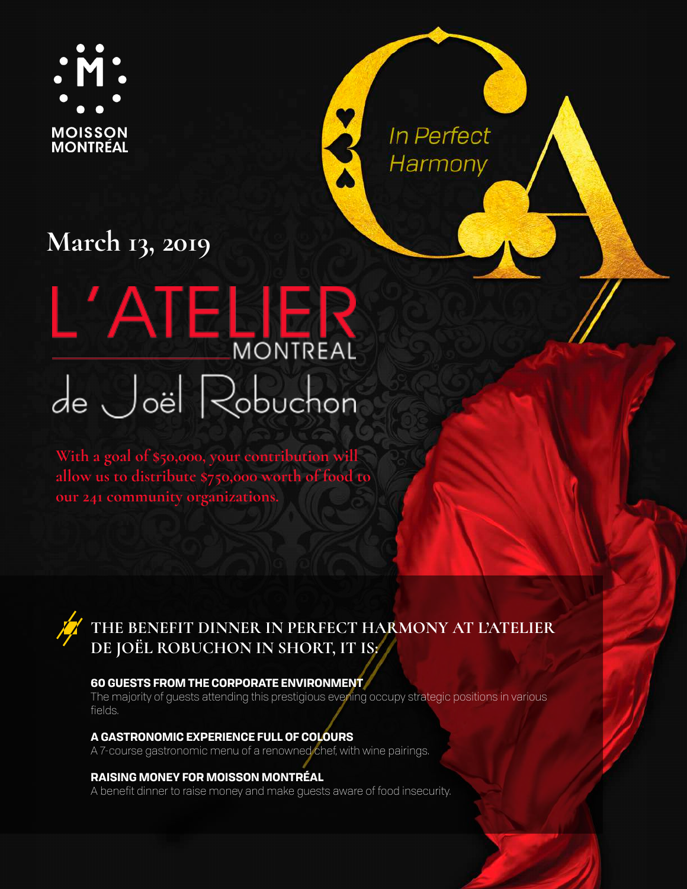MOISSON MONTRÉAL

*In Perfect Harmony*

## March 13, 2019

# L'ATELIER MONTREAL de Joël Robuchon

**With a goal of $50,000, your contribution will allow us to distribute $750,000 worth of food to our 241 community organizations.**

### THE BENEFIT DINNER IN PERFECT HARMONY AT L'ATELIER DE JOËL ROBUCHON IN SHORT, IT IS:

**60 GUESTS FROM THE CORPORATE ENVIRONMENT**
The majority of guests attending this prestigious evening occupy strategic positions in various fields.

**A GASTRONOMIC EXPERIENCE FULL OF COLOURS**
A 7-course gastronomic menu of a renowned chef, with wine pairings.

**RAISING MONEY FOR MOISSON MONTRÉAL**
A benefit dinner to raise money and make guests aware of food insecurity.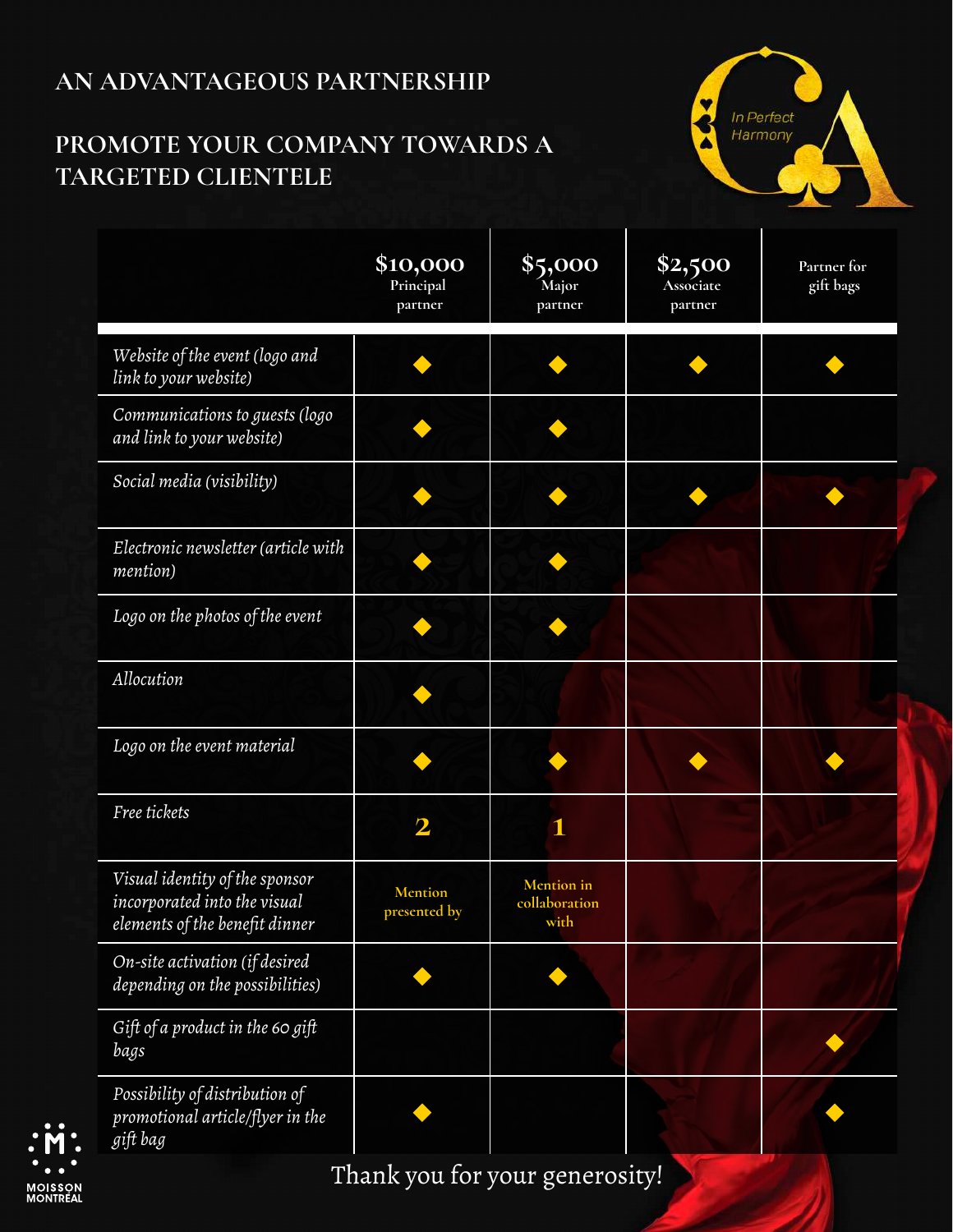## AN ADVANTAGEOUS PARTNERSHIP

## PROMOTE YOUR COMPANY TOWARDS A TARGETED CLIENTELE

In Perfect Harmony

| | **$10,000** Principal partner | **$5,000** Major partner | **$2,500** Associate partner | Partner for gift bags |
|---|---|---|---|---|
| *Website of the event (logo and link to your website)* | ◆ | ◆ | ◆ | ◆ |
| *Communications to guests (logo and link to your website)* | ◆ | ◆ | | |
| *Social media (visibility)* | ◆ | ◆ | ◆ | ◆ |
| *Electronic newsletter (article with mention)* | ◆ | ◆ | | |
| *Logo on the photos of the event* | ◆ | ◆ | | |
| *Allocution* | ◆ | | | |
| *Logo on the event material* | ◆ | ◆ | ◆ | ◆ |
| *Free tickets* | **2** | **1** | | |
| *Visual identity of the sponsor incorporated into the visual elements of the benefit dinner* | Mention presented by | Mention in collaboration with | | |
| *On-site activation (if desired depending on the possibilities)* | ◆ | ◆ | | |
| *Gift of a product in the 60 gift bags* | | | | ◆ |
| *Possibility of distribution of promotional article/flyer in the gift bag* | ◆ | | | ◆ |

Thank you for your generosity!

MOISSON MONTREAL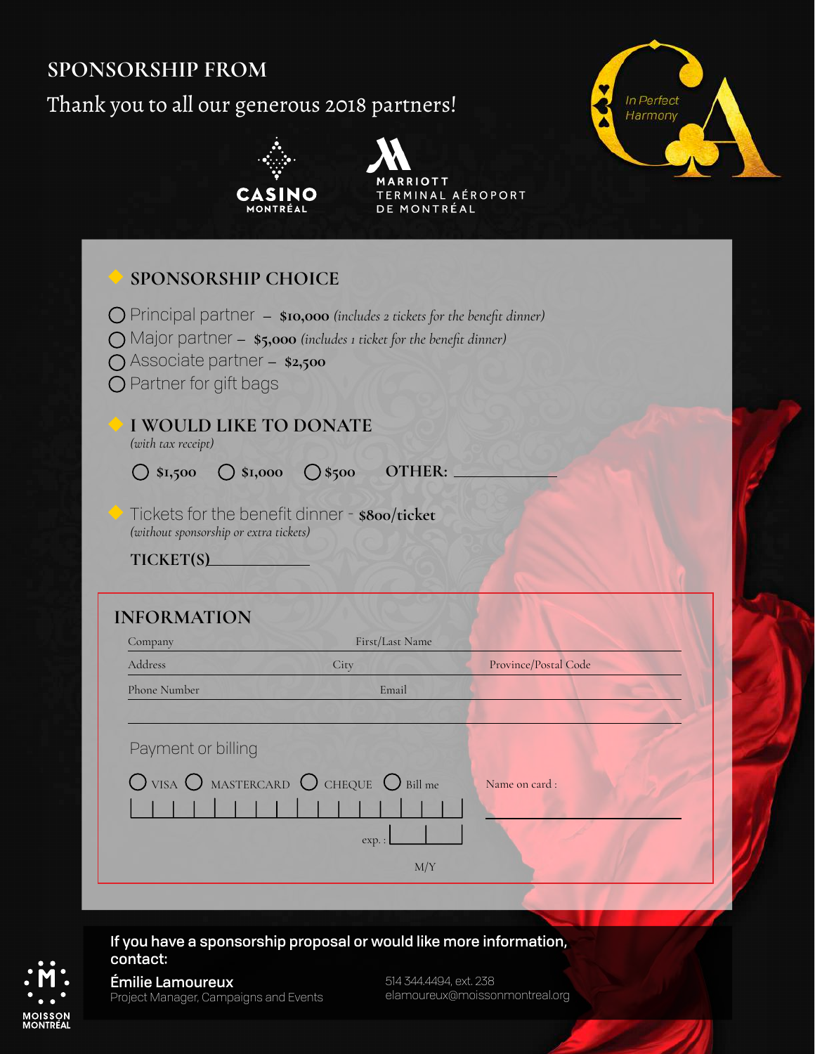## SPONSORSHIP FROM

Thank you to all our generous 2018 partners!

CASINO MONTRÉAL

MARRIOTT TERMINAL AÉROPORT DE MONTRÉAL

In Perfect Harmony

### SPONSORSHIP CHOICE

- ◯ Principal partner – **$10,000** *(includes 2 tickets for the benefit dinner)*
- ◯ Major partner – **$5,000** *(includes 1 ticket for the benefit dinner)*
- ◯ Associate partner – **$2,500**
- ◯ Partner for gift bags

### I WOULD LIKE TO DONATE

*(with tax receipt)*

◯ **$1,500** ◯ **$1,000** ◯ **$500** **OTHER:** ____________

Tickets for the benefit dinner - **$800/ticket**
*(without sponsorship or extra tickets)*

**TICKET(S)** ____________

### INFORMATION

Company | First/Last Name

Address | City | Province/Postal Code

Phone Number | Email

Payment or billing

◯ VISA ◯ MASTERCARD ◯ CHEQUE ◯ Bill me

Name on card :

exp. : M/Y

**If you have a sponsorship proposal or would like more information, contact:**

**Émilie Lamoureux**
Project Manager, Campaigns and Events

514 344.4494, ext. 238
elamoureux@moissonmontreal.org

MOISSON MONTREAL